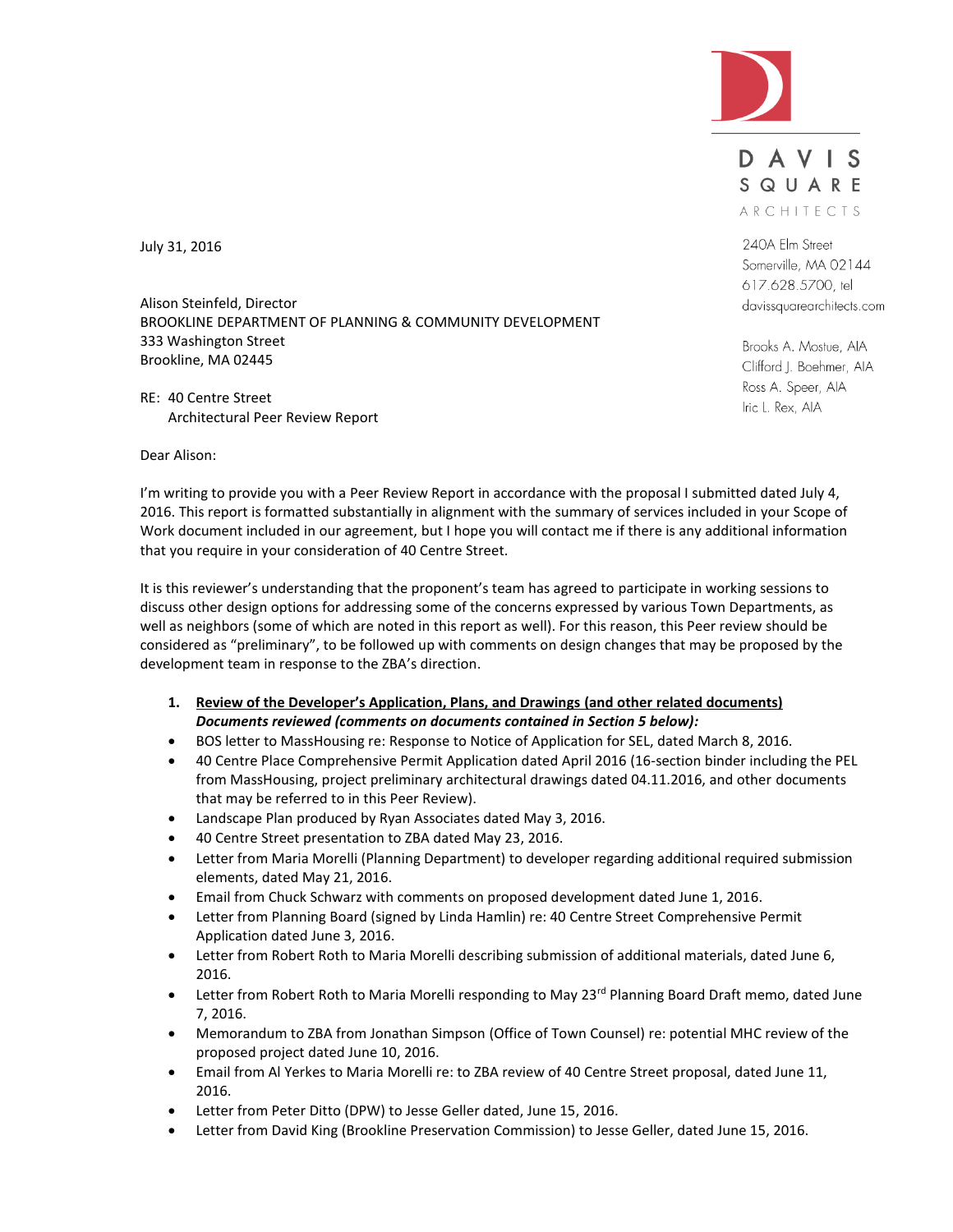DAVIS SQUARE ARCHITECTS

240A Elm Street
Somerville, MA 02144
617.628.5700, tel
davissquarearchitects.com

Brooks A. Mostue, AIA
Clifford J. Boehmer, AIA
Ross A. Speer, AIA
Iric L. Rex, AIA

July 31, 2016

Alison Steinfeld, Director
BROOKLINE DEPARTMENT OF PLANNING & COMMUNITY DEVELOPMENT
333 Washington Street
Brookline, MA 02445

RE: 40 Centre Street
Architectural Peer Review Report

Dear Alison:

I'm writing to provide you with a Peer Review Report in accordance with the proposal I submitted dated July 4, 2016. This report is formatted substantially in alignment with the summary of services included in your Scope of Work document included in our agreement, but I hope you will contact me if there is any additional information that you require in your consideration of 40 Centre Street.

It is this reviewer's understanding that the proponent's team has agreed to participate in working sessions to discuss other design options for addressing some of the concerns expressed by various Town Departments, as well as neighbors (some of which are noted in this report as well). For this reason, this Peer review should be considered as "preliminary", to be followed up with comments on design changes that may be proposed by the development team in response to the ZBA's direction.

1. **Review of the Developer's Application, Plans, and Drawings (and other related documents)**
   ***Documents reviewed (comments on documents contained in Section 5 below):***

- BOS letter to MassHousing re: Response to Notice of Application for SEL, dated March 8, 2016.
- 40 Centre Place Comprehensive Permit Application dated April 2016 (16-section binder including the PEL from MassHousing, project preliminary architectural drawings dated 04.11.2016, and other documents that may be referred to in this Peer Review).
- Landscape Plan produced by Ryan Associates dated May 3, 2016.
- 40 Centre Street presentation to ZBA dated May 23, 2016.
- Letter from Maria Morelli (Planning Department) to developer regarding additional required submission elements, dated May 21, 2016.
- Email from Chuck Schwarz with comments on proposed development dated June 1, 2016.
- Letter from Planning Board (signed by Linda Hamlin) re: 40 Centre Street Comprehensive Permit Application dated June 3, 2016.
- Letter from Robert Roth to Maria Morelli describing submission of additional materials, dated June 6, 2016.
- Letter from Robert Roth to Maria Morelli responding to May 23rd Planning Board Draft memo, dated June 7, 2016.
- Memorandum to ZBA from Jonathan Simpson (Office of Town Counsel) re: potential MHC review of the proposed project dated June 10, 2016.
- Email from Al Yerkes to Maria Morelli re: to ZBA review of 40 Centre Street proposal, dated June 11, 2016.
- Letter from Peter Ditto (DPW) to Jesse Geller dated, June 15, 2016.
- Letter from David King (Brookline Preservation Commission) to Jesse Geller, dated June 15, 2016.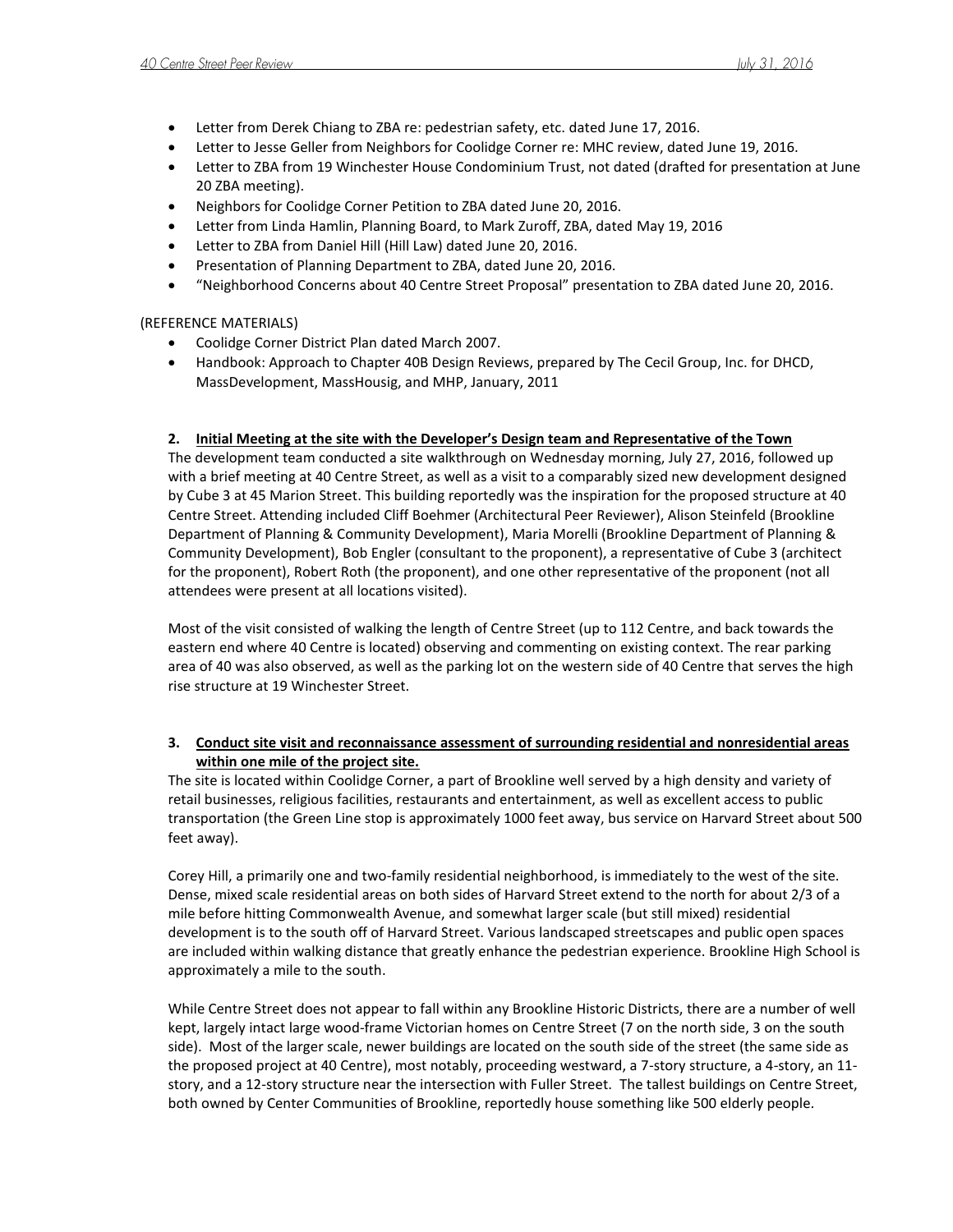- Letter from Derek Chiang to ZBA re: pedestrian safety, etc. dated June 17, 2016.
- Letter to Jesse Geller from Neighbors for Coolidge Corner re: MHC review, dated June 19, 2016.
- Letter to ZBA from 19 Winchester House Condominium Trust, not dated (drafted for presentation at June 20 ZBA meeting).
- Neighbors for Coolidge Corner Petition to ZBA dated June 20, 2016.
- Letter from Linda Hamlin, Planning Board, to Mark Zuroff, ZBA, dated May 19, 2016
- Letter to ZBA from Daniel Hill (Hill Law) dated June 20, 2016.
- Presentation of Planning Department to ZBA, dated June 20, 2016.
- "Neighborhood Concerns about 40 Centre Street Proposal" presentation to ZBA dated June 20, 2016.

(REFERENCE MATERIALS)

- Coolidge Corner District Plan dated March 2007.
- Handbook: Approach to Chapter 40B Design Reviews, prepared by The Cecil Group, Inc. for DHCD, MassDevelopment, MassHousig, and MHP, January, 2011

**2. Initial Meeting at the site with the Developer's Design team and Representative of the Town**

The development team conducted a site walkthrough on Wednesday morning, July 27, 2016, followed up with a brief meeting at 40 Centre Street, as well as a visit to a comparably sized new development designed by Cube 3 at 45 Marion Street. This building reportedly was the inspiration for the proposed structure at 40 Centre Street. Attending included Cliff Boehmer (Architectural Peer Reviewer), Alison Steinfeld (Brookline Department of Planning & Community Development), Maria Morelli (Brookline Department of Planning & Community Development), Bob Engler (consultant to the proponent), a representative of Cube 3 (architect for the proponent), Robert Roth (the proponent), and one other representative of the proponent (not all attendees were present at all locations visited).

Most of the visit consisted of walking the length of Centre Street (up to 112 Centre, and back towards the eastern end where 40 Centre is located) observing and commenting on existing context. The rear parking area of 40 was also observed, as well as the parking lot on the western side of 40 Centre that serves the high rise structure at 19 Winchester Street.

**3. Conduct site visit and reconnaissance assessment of surrounding residential and nonresidential areas within one mile of the project site.**

The site is located within Coolidge Corner, a part of Brookline well served by a high density and variety of retail businesses, religious facilities, restaurants and entertainment, as well as excellent access to public transportation (the Green Line stop is approximately 1000 feet away, bus service on Harvard Street about 500 feet away).

Corey Hill, a primarily one and two-family residential neighborhood, is immediately to the west of the site. Dense, mixed scale residential areas on both sides of Harvard Street extend to the north for about 2/3 of a mile before hitting Commonwealth Avenue, and somewhat larger scale (but still mixed) residential development is to the south off of Harvard Street. Various landscaped streetscapes and public open spaces are included within walking distance that greatly enhance the pedestrian experience. Brookline High School is approximately a mile to the south.

While Centre Street does not appear to fall within any Brookline Historic Districts, there are a number of well kept, largely intact large wood-frame Victorian homes on Centre Street (7 on the north side, 3 on the south side). Most of the larger scale, newer buildings are located on the south side of the street (the same side as the proposed project at 40 Centre), most notably, proceeding westward, a 7-story structure, a 4-story, an 11-story, and a 12-story structure near the intersection with Fuller Street. The tallest buildings on Centre Street, both owned by Center Communities of Brookline, reportedly house something like 500 elderly people.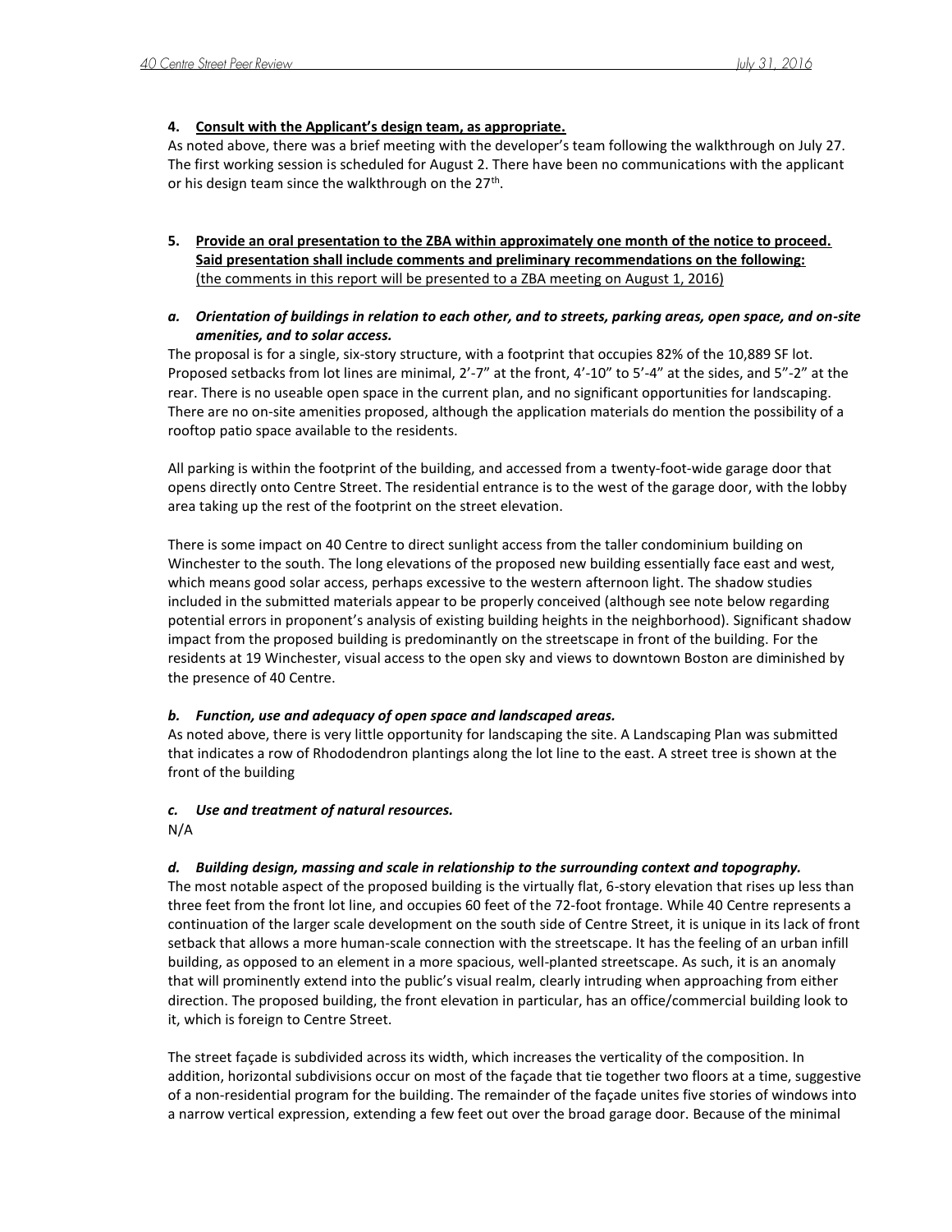**4. Consult with the Applicant's design team, as appropriate.**

As noted above, there was a brief meeting with the developer's team following the walkthrough on July 27. The first working session is scheduled for August 2. There have been no communications with the applicant or his design team since the walkthrough on the 27th.

**5. Provide an oral presentation to the ZBA within approximately one month of the notice to proceed. Said presentation shall include comments and preliminary recommendations on the following:**
(the comments in this report will be presented to a ZBA meeting on August 1, 2016)

***a. Orientation of buildings in relation to each other, and to streets, parking areas, open space, and on-site amenities, and to solar access.***

The proposal is for a single, six-story structure, with a footprint that occupies 82% of the 10,889 SF lot. Proposed setbacks from lot lines are minimal, 2'-7" at the front, 4'-10" to 5'-4" at the sides, and 5"-2" at the rear. There is no useable open space in the current plan, and no significant opportunities for landscaping. There are no on-site amenities proposed, although the application materials do mention the possibility of a rooftop patio space available to the residents.

All parking is within the footprint of the building, and accessed from a twenty-foot-wide garage door that opens directly onto Centre Street. The residential entrance is to the west of the garage door, with the lobby area taking up the rest of the footprint on the street elevation.

There is some impact on 40 Centre to direct sunlight access from the taller condominium building on Winchester to the south. The long elevations of the proposed new building essentially face east and west, which means good solar access, perhaps excessive to the western afternoon light. The shadow studies included in the submitted materials appear to be properly conceived (although see note below regarding potential errors in proponent's analysis of existing building heights in the neighborhood). Significant shadow impact from the proposed building is predominantly on the streetscape in front of the building. For the residents at 19 Winchester, visual access to the open sky and views to downtown Boston are diminished by the presence of 40 Centre.

***b. Function, use and adequacy of open space and landscaped areas.***

As noted above, there is very little opportunity for landscaping the site. A Landscaping Plan was submitted that indicates a row of Rhododendron plantings along the lot line to the east. A street tree is shown at the front of the building

***c. Use and treatment of natural resources.***

N/A

***d. Building design, massing and scale in relationship to the surrounding context and topography.***

The most notable aspect of the proposed building is the virtually flat, 6-story elevation that rises up less than three feet from the front lot line, and occupies 60 feet of the 72-foot frontage. While 40 Centre represents a continuation of the larger scale development on the south side of Centre Street, it is unique in its lack of front setback that allows a more human-scale connection with the streetscape. It has the feeling of an urban infill building, as opposed to an element in a more spacious, well-planted streetscape. As such, it is an anomaly that will prominently extend into the public's visual realm, clearly intruding when approaching from either direction. The proposed building, the front elevation in particular, has an office/commercial building look to it, which is foreign to Centre Street.

The street façade is subdivided across its width, which increases the verticality of the composition. In addition, horizontal subdivisions occur on most of the façade that tie together two floors at a time, suggestive of a non-residential program for the building. The remainder of the façade unites five stories of windows into a narrow vertical expression, extending a few feet out over the broad garage door. Because of the minimal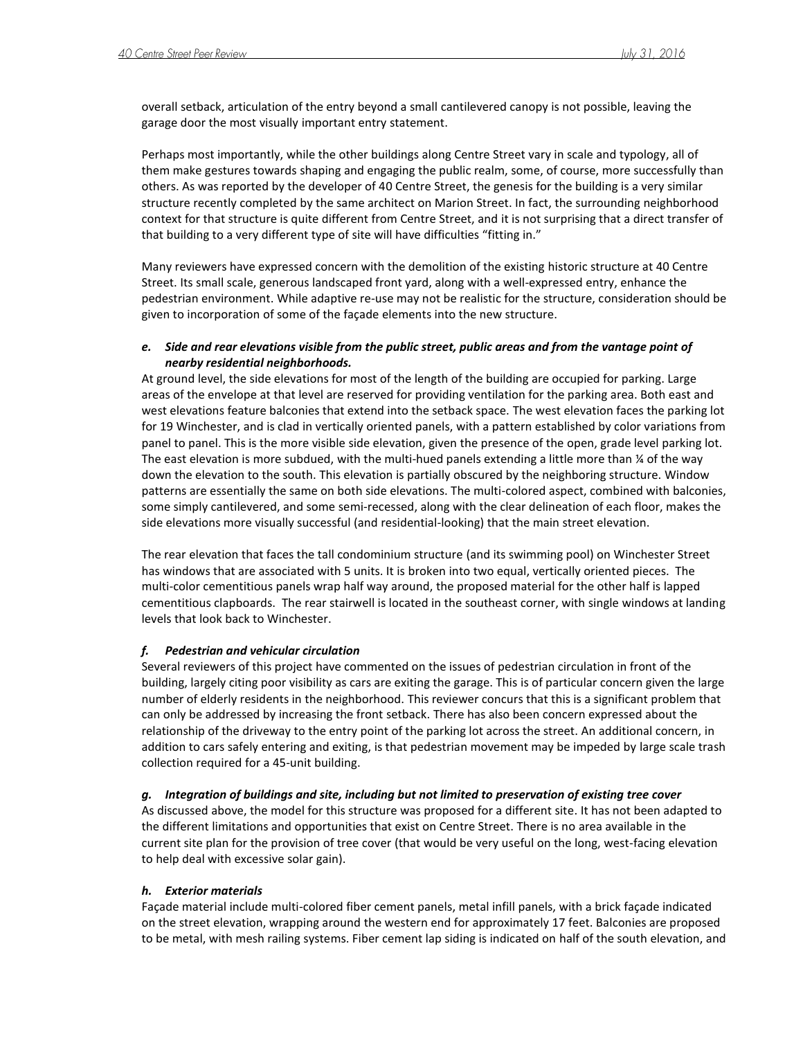overall setback, articulation of the entry beyond a small cantilevered canopy is not possible, leaving the garage door the most visually important entry statement.

Perhaps most importantly, while the other buildings along Centre Street vary in scale and typology, all of them make gestures towards shaping and engaging the public realm, some, of course, more successfully than others. As was reported by the developer of 40 Centre Street, the genesis for the building is a very similar structure recently completed by the same architect on Marion Street. In fact, the surrounding neighborhood context for that structure is quite different from Centre Street, and it is not surprising that a direct transfer of that building to a very different type of site will have difficulties "fitting in."

Many reviewers have expressed concern with the demolition of the existing historic structure at 40 Centre Street. Its small scale, generous landscaped front yard, along with a well-expressed entry, enhance the pedestrian environment. While adaptive re-use may not be realistic for the structure, consideration should be given to incorporation of some of the façade elements into the new structure.

***e. Side and rear elevations visible from the public street, public areas and from the vantage point of nearby residential neighborhoods.***

At ground level, the side elevations for most of the length of the building are occupied for parking. Large areas of the envelope at that level are reserved for providing ventilation for the parking area. Both east and west elevations feature balconies that extend into the setback space. The west elevation faces the parking lot for 19 Winchester, and is clad in vertically oriented panels, with a pattern established by color variations from panel to panel. This is the more visible side elevation, given the presence of the open, grade level parking lot. The east elevation is more subdued, with the multi-hued panels extending a little more than ¼ of the way down the elevation to the south. This elevation is partially obscured by the neighboring structure. Window patterns are essentially the same on both side elevations. The multi-colored aspect, combined with balconies, some simply cantilevered, and some semi-recessed, along with the clear delineation of each floor, makes the side elevations more visually successful (and residential-looking) that the main street elevation.

The rear elevation that faces the tall condominium structure (and its swimming pool) on Winchester Street has windows that are associated with 5 units. It is broken into two equal, vertically oriented pieces. The multi-color cementitious panels wrap half way around, the proposed material for the other half is lapped cementitious clapboards. The rear stairwell is located in the southeast corner, with single windows at landing levels that look back to Winchester.

***f. Pedestrian and vehicular circulation***

Several reviewers of this project have commented on the issues of pedestrian circulation in front of the building, largely citing poor visibility as cars are exiting the garage. This is of particular concern given the large number of elderly residents in the neighborhood. This reviewer concurs that this is a significant problem that can only be addressed by increasing the front setback. There has also been concern expressed about the relationship of the driveway to the entry point of the parking lot across the street. An additional concern, in addition to cars safely entering and exiting, is that pedestrian movement may be impeded by large scale trash collection required for a 45-unit building.

***g. Integration of buildings and site, including but not limited to preservation of existing tree cover***

As discussed above, the model for this structure was proposed for a different site. It has not been adapted to the different limitations and opportunities that exist on Centre Street. There is no area available in the current site plan for the provision of tree cover (that would be very useful on the long, west-facing elevation to help deal with excessive solar gain).

***h. Exterior materials***

Façade material include multi-colored fiber cement panels, metal infill panels, with a brick façade indicated on the street elevation, wrapping around the western end for approximately 17 feet. Balconies are proposed to be metal, with mesh railing systems. Fiber cement lap siding is indicated on half of the south elevation, and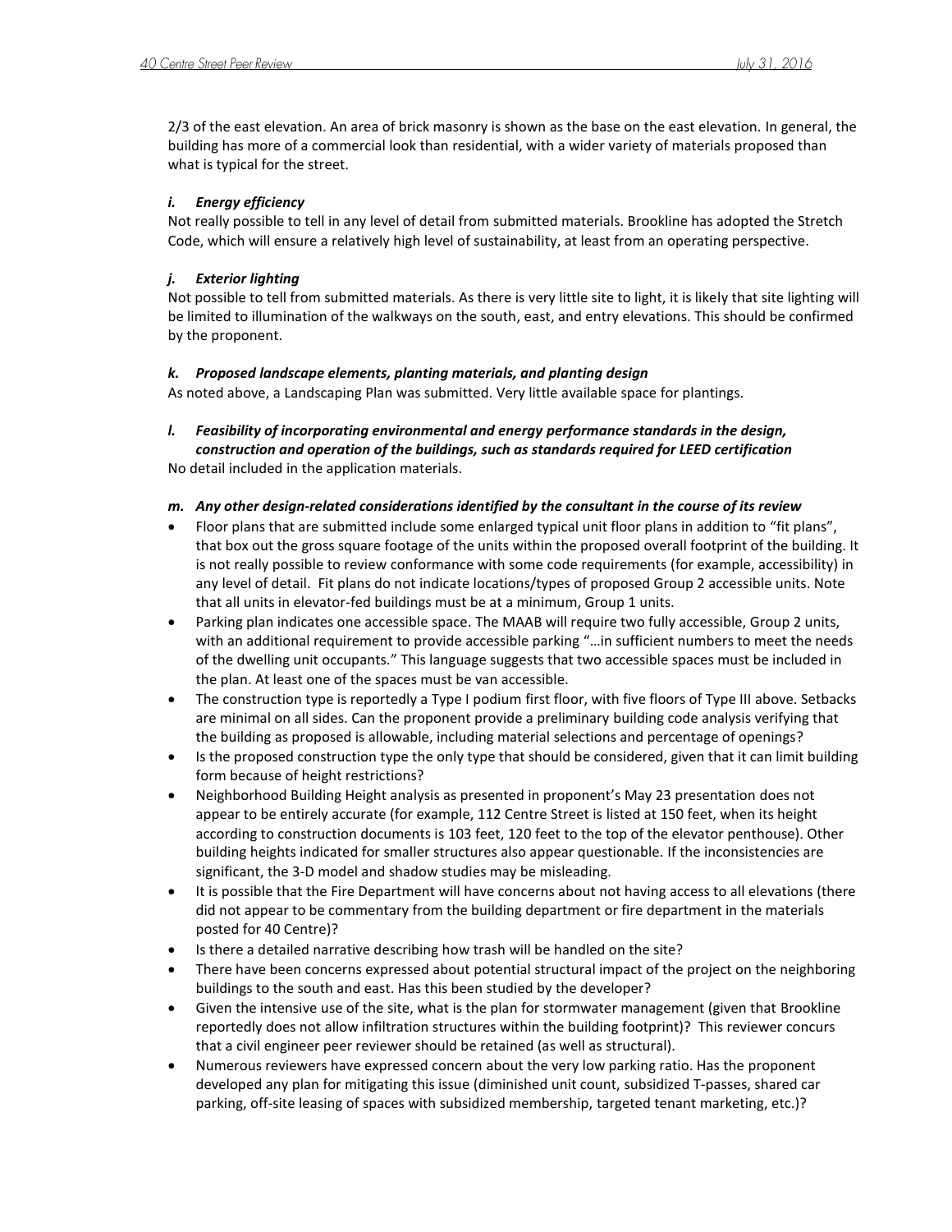2/3 of the east elevation. An area of brick masonry is shown as the base on the east elevation. In general, the building has more of a commercial look than residential, with a wider variety of materials proposed than what is typical for the street.

### *i. Energy efficiency*

Not really possible to tell in any level of detail from submitted materials. Brookline has adopted the Stretch Code, which will ensure a relatively high level of sustainability, at least from an operating perspective.

### *j. Exterior lighting*

Not possible to tell from submitted materials. As there is very little site to light, it is likely that site lighting will be limited to illumination of the walkways on the south, east, and entry elevations. This should be confirmed by the proponent.

### *k. Proposed landscape elements, planting materials, and planting design*

As noted above, a Landscaping Plan was submitted. Very little available space for plantings.

### *l. Feasibility of incorporating environmental and energy performance standards in the design, construction and operation of the buildings, such as standards required for LEED certification*

No detail included in the application materials.

### *m. Any other design-related considerations identified by the consultant in the course of its review*

- Floor plans that are submitted include some enlarged typical unit floor plans in addition to "fit plans", that box out the gross square footage of the units within the proposed overall footprint of the building. It is not really possible to review conformance with some code requirements (for example, accessibility) in any level of detail. Fit plans do not indicate locations/types of proposed Group 2 accessible units. Note that all units in elevator-fed buildings must be at a minimum, Group 1 units.
- Parking plan indicates one accessible space. The MAAB will require two fully accessible, Group 2 units, with an additional requirement to provide accessible parking "…in sufficient numbers to meet the needs of the dwelling unit occupants." This language suggests that two accessible spaces must be included in the plan. At least one of the spaces must be van accessible.
- The construction type is reportedly a Type I podium first floor, with five floors of Type III above. Setbacks are minimal on all sides. Can the proponent provide a preliminary building code analysis verifying that the building as proposed is allowable, including material selections and percentage of openings?
- Is the proposed construction type the only type that should be considered, given that it can limit building form because of height restrictions?
- Neighborhood Building Height analysis as presented in proponent's May 23 presentation does not appear to be entirely accurate (for example, 112 Centre Street is listed at 150 feet, when its height according to construction documents is 103 feet, 120 feet to the top of the elevator penthouse). Other building heights indicated for smaller structures also appear questionable. If the inconsistencies are significant, the 3-D model and shadow studies may be misleading.
- It is possible that the Fire Department will have concerns about not having access to all elevations (there did not appear to be commentary from the building department or fire department in the materials posted for 40 Centre)?
- Is there a detailed narrative describing how trash will be handled on the site?
- There have been concerns expressed about potential structural impact of the project on the neighboring buildings to the south and east. Has this been studied by the developer?
- Given the intensive use of the site, what is the plan for stormwater management (given that Brookline reportedly does not allow infiltration structures within the building footprint)? This reviewer concurs that a civil engineer peer reviewer should be retained (as well as structural).
- Numerous reviewers have expressed concern about the very low parking ratio. Has the proponent developed any plan for mitigating this issue (diminished unit count, subsidized T-passes, shared car parking, off-site leasing of spaces with subsidized membership, targeted tenant marketing, etc.)?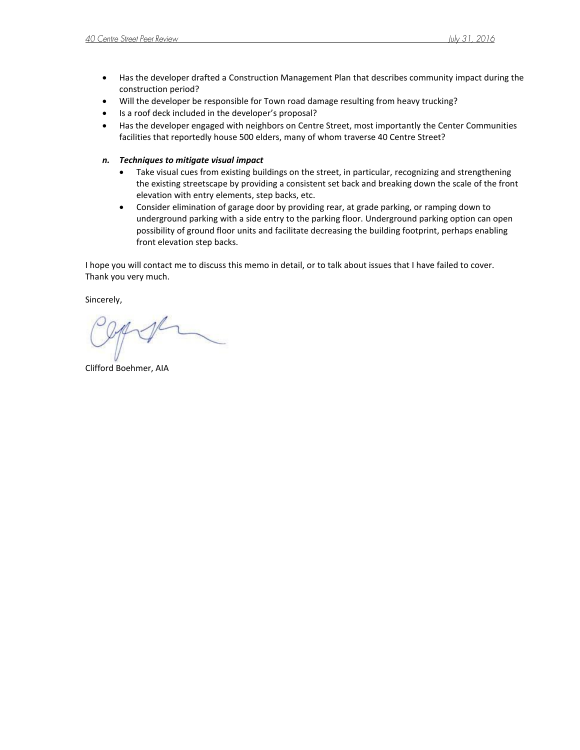- Has the developer drafted a Construction Management Plan that describes community impact during the construction period?
- Will the developer be responsible for Town road damage resulting from heavy trucking?
- Is a roof deck included in the developer's proposal?
- Has the developer engaged with neighbors on Centre Street, most importantly the Center Communities facilities that reportedly house 500 elders, many of whom traverse 40 Centre Street?

***n. Techniques to mitigate visual impact***

- Take visual cues from existing buildings on the street, in particular, recognizing and strengthening the existing streetscape by providing a consistent set back and breaking down the scale of the front elevation with entry elements, step backs, etc.
- Consider elimination of garage door by providing rear, at grade parking, or ramping down to underground parking with a side entry to the parking floor. Underground parking option can open possibility of ground floor units and facilitate decreasing the building footprint, perhaps enabling front elevation step backs.

I hope you will contact me to discuss this memo in detail, or to talk about issues that I have failed to cover. Thank you very much.

Sincerely,

Clifford Boehmer, AIA